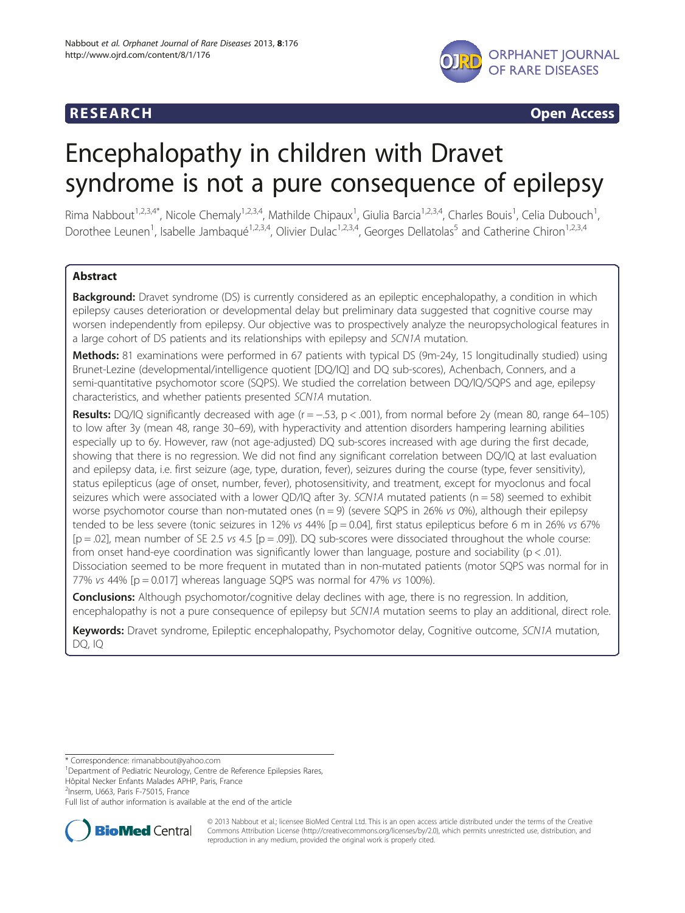RESEARCH Open Access

# Encephalopathy in children with Dravet syndrome is not a pure consequence of epilepsy

Rima Nabbout[1,2,3,4*], Nicole Chemaly[1,2,3,4], Mathilde Chipaux[1], Giulia Barcia[1,2,3,4], Charles Bouis[1], Celia Dubouch[1], Dorothee Leunen[1], Isabelle Jambaqué[1,2,3,4], Olivier Dulac[1,2,3,4], Georges Dellatolas[5] and Catherine Chiron[1,2,3,4]

## Abstract

**Background:** Dravet syndrome (DS) is currently considered as an epileptic encephalopathy, a condition in which epilepsy causes deterioration or developmental delay but preliminary data suggested that cognitive course may worsen independently from epilepsy. Our objective was to prospectively analyze the neuropsychological features in a large cohort of DS patients and its relationships with epilepsy and *SCN1A* mutation.

**Methods:** 81 examinations were performed in 67 patients with typical DS (9m-24y, 15 longitudinally studied) using Brunet-Lezine (developmental/intelligence quotient [DQ/IQ] and DQ sub-scores), Achenbach, Conners, and a semi-quantitative psychomotor score (SQPS). We studied the correlation between DQ/IQ/SQPS and age, epilepsy characteristics, and whether patients presented *SCN1A* mutation.

**Results:** DQ/IQ significantly decreased with age ($r = -.53$, $p < .001$), from normal before 2y (mean 80, range 64–105) to low after 3y (mean 48, range 30–69), with hyperactivity and attention disorders hampering learning abilities especially up to 6y. However, raw (not age-adjusted) DQ sub-scores increased with age during the first decade, showing that there is no regression. We did not find any significant correlation between DQ/IQ at last evaluation and epilepsy data, i.e. first seizure (age, type, duration, fever), seizures during the course (type, fever sensitivity), status epilepticus (age of onset, number, fever), photosensitivity, and treatment, except for myoclonus and focal seizures which were associated with a lower QD/IQ after 3y. *SCN1A* mutated patients ($n = 58$) seemed to exhibit worse psychomotor course than non-mutated ones ($n = 9$) (severe SQPS in 26% *vs* 0%), although their epilepsy tended to be less severe (tonic seizures in 12% *vs* 44% [$p = 0.04$], first status epilepticus before 6 m in 26% *vs* 67% [$p = .02$], mean number of SE 2.5 *vs* 4.5 [$p = .09$]). DQ sub-scores were dissociated throughout the whole course: from onset hand-eye coordination was significantly lower than language, posture and sociability ($p < .01$). Dissociation seemed to be more frequent in mutated than in non-mutated patients (motor SQPS was normal for in 77% *vs* 44% [$p = 0.017$] whereas language SQPS was normal for 47% *vs* 100%).

**Conclusions:** Although psychomotor/cognitive delay declines with age, there is no regression. In addition, encephalopathy is not a pure consequence of epilepsy but *SCN1A* mutation seems to play an additional, direct role.

**Keywords:** Dravet syndrome, Epileptic encephalopathy, Psychomotor delay, Cognitive outcome, *SCN1A* mutation, DQ, IQ

\* Correspondence: rimanabbout@yahoo.com
[1]Department of Pediatric Neurology, Centre de Reference Epilepsies Rares, Hôpital Necker Enfants Malades APHP, Paris, France
[2]Inserm, U663, Paris F-75015, France
Full list of author information is available at the end of the article

© 2013 Nabbout et al.; licensee BioMed Central Ltd. This is an open access article distributed under the terms of the Creative Commons Attribution License (http://creativecommons.org/licenses/by/2.0), which permits unrestricted use, distribution, and reproduction in any medium, provided the original work is properly cited.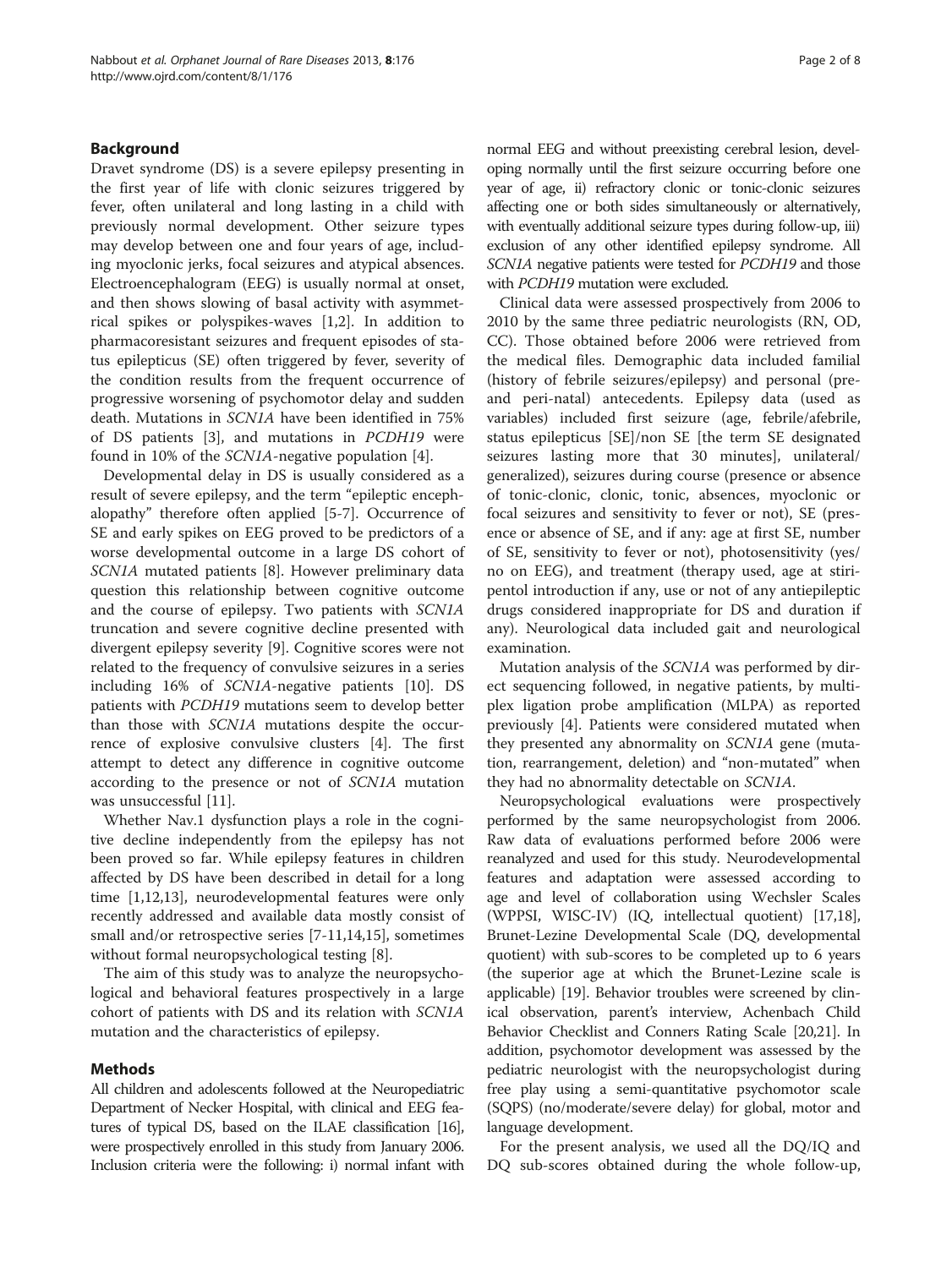## Background

Dravet syndrome (DS) is a severe epilepsy presenting in the first year of life with clonic seizures triggered by fever, often unilateral and long lasting in a child with previously normal development. Other seizure types may develop between one and four years of age, including myoclonic jerks, focal seizures and atypical absences. Electroencephalogram (EEG) is usually normal at onset, and then shows slowing of basal activity with asymmetrical spikes or polyspikes-waves [1,2]. In addition to pharmacoresistant seizures and frequent episodes of status epilepticus (SE) often triggered by fever, severity of the condition results from the frequent occurrence of progressive worsening of psychomotor delay and sudden death. Mutations in *SCN1A* have been identified in 75% of DS patients [3], and mutations in *PCDH19* were found in 10% of the *SCN1A*-negative population [4].

Developmental delay in DS is usually considered as a result of severe epilepsy, and the term "epileptic encephalopathy" therefore often applied [5-7]. Occurrence of SE and early spikes on EEG proved to be predictors of a worse developmental outcome in a large DS cohort of *SCN1A* mutated patients [8]. However preliminary data question this relationship between cognitive outcome and the course of epilepsy. Two patients with *SCN1A* truncation and severe cognitive decline presented with divergent epilepsy severity [9]. Cognitive scores were not related to the frequency of convulsive seizures in a series including 16% of *SCN1A*-negative patients [10]. DS patients with *PCDH19* mutations seem to develop better than those with *SCN1A* mutations despite the occurrence of explosive convulsive clusters [4]. The first attempt to detect any difference in cognitive outcome according to the presence or not of *SCN1A* mutation was unsuccessful [11].

Whether Nav.1 dysfunction plays a role in the cognitive decline independently from the epilepsy has not been proved so far. While epilepsy features in children affected by DS have been described in detail for a long time [1,12,13], neurodevelopmental features were only recently addressed and available data mostly consist of small and/or retrospective series [7-11,14,15], sometimes without formal neuropsychological testing [8].

The aim of this study was to analyze the neuropsychological and behavioral features prospectively in a large cohort of patients with DS and its relation with *SCN1A* mutation and the characteristics of epilepsy.

## Methods

All children and adolescents followed at the Neuropediatric Department of Necker Hospital, with clinical and EEG features of typical DS, based on the ILAE classification [16], were prospectively enrolled in this study from January 2006. Inclusion criteria were the following: i) normal infant with normal EEG and without preexisting cerebral lesion, developing normally until the first seizure occurring before one year of age, ii) refractory clonic or tonic-clonic seizures affecting one or both sides simultaneously or alternatively, with eventually additional seizure types during follow-up, iii) exclusion of any other identified epilepsy syndrome. All *SCN1A* negative patients were tested for *PCDH19* and those with *PCDH19* mutation were excluded.

Clinical data were assessed prospectively from 2006 to 2010 by the same three pediatric neurologists (RN, OD, CC). Those obtained before 2006 were retrieved from the medical files. Demographic data included familial (history of febrile seizures/epilepsy) and personal (pre- and peri-natal) antecedents. Epilepsy data (used as variables) included first seizure (age, febrile/afebrile, status epilepticus [SE]/non SE [the term SE designated seizures lasting more that 30 minutes], unilateral/generalized), seizures during course (presence or absence of tonic-clonic, clonic, tonic, absences, myoclonic or focal seizures and sensitivity to fever or not), SE (presence or absence of SE, and if any: age at first SE, number of SE, sensitivity to fever or not), photosensitivity (yes/no on EEG), and treatment (therapy used, age at stiripentol introduction if any, use or not of any antiepileptic drugs considered inappropriate for DS and duration if any). Neurological data included gait and neurological examination.

Mutation analysis of the *SCN1A* was performed by direct sequencing followed, in negative patients, by multiplex ligation probe amplification (MLPA) as reported previously [4]. Patients were considered mutated when they presented any abnormality on *SCN1A* gene (mutation, rearrangement, deletion) and "non-mutated" when they had no abnormality detectable on *SCN1A*.

Neuropsychological evaluations were prospectively performed by the same neuropsychologist from 2006. Raw data of evaluations performed before 2006 were reanalyzed and used for this study. Neurodevelopmental features and adaptation were assessed according to age and level of collaboration using Wechsler Scales (WPPSI, WISC-IV) (IQ, intellectual quotient) [17,18], Brunet-Lezine Developmental Scale (DQ, developmental quotient) with sub-scores to be completed up to 6 years (the superior age at which the Brunet-Lezine scale is applicable) [19]. Behavior troubles were screened by clinical observation, parent's interview, Achenbach Child Behavior Checklist and Conners Rating Scale [20,21]. In addition, psychomotor development was assessed by the pediatric neurologist with the neuropsychologist during free play using a semi-quantitative psychomotor scale (SQPS) (no/moderate/severe delay) for global, motor and language development.

For the present analysis, we used all the DQ/IQ and DQ sub-scores obtained during the whole follow-up,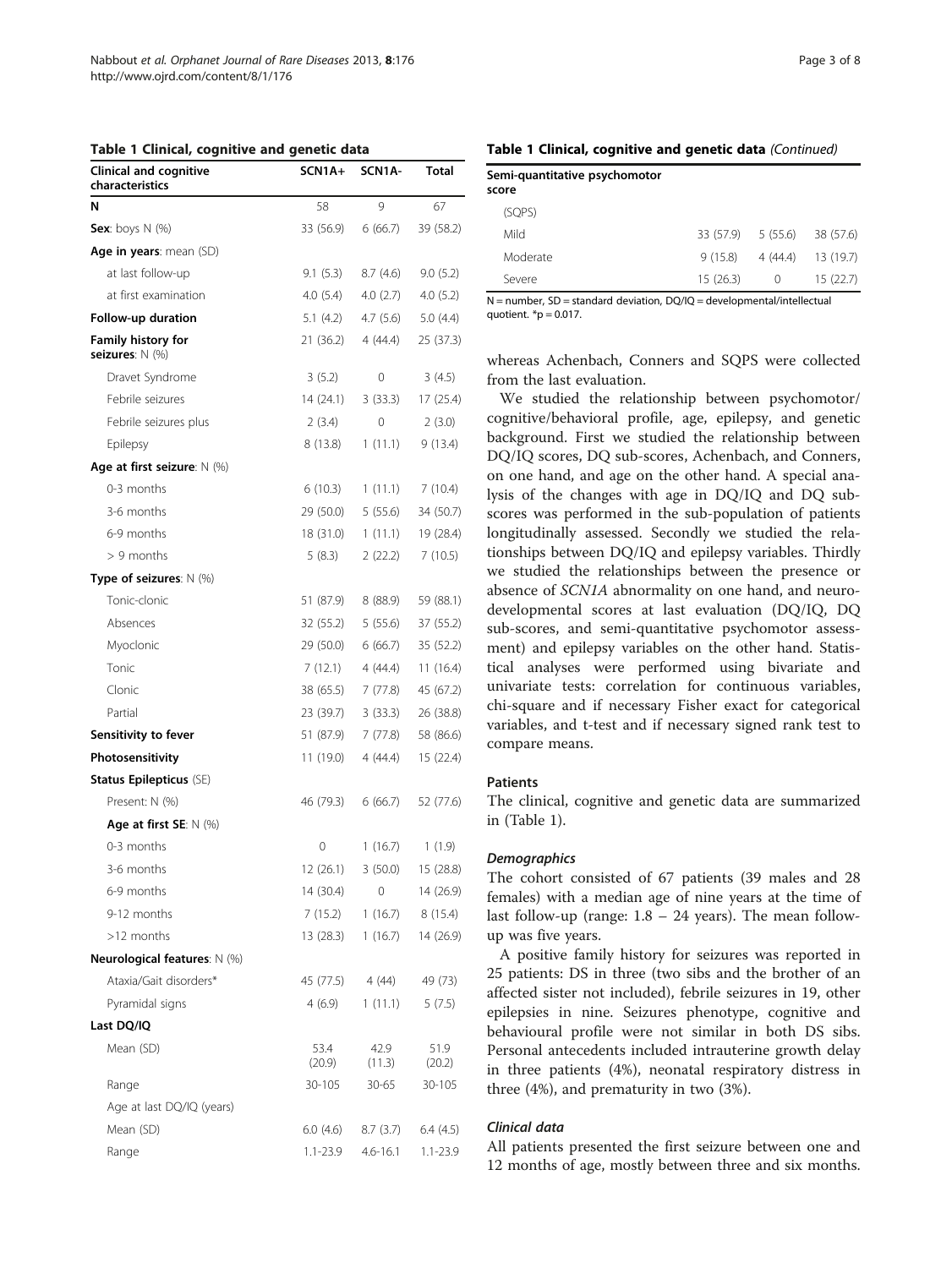**Table 1 Clinical, cognitive and genetic data**

| Clinical and cognitive characteristics | SCN1A+ | SCN1A- | Total |
|---|---|---|---|
| **N** | 58 | 9 | 67 |
| **Sex**: boys N (%) | 33 (56.9) | 6 (66.7) | 39 (58.2) |
| **Age in years**: mean (SD) | | | |
| at last follow-up | 9.1 (5.3) | 8.7 (4.6) | 9.0 (5.2) |
| at first examination | 4.0 (5.4) | 4.0 (2.7) | 4.0 (5.2) |
| **Follow-up duration** | 5.1 (4.2) | 4.7 (5.6) | 5.0 (4.4) |
| **Family history for seizures**: N (%) | 21 (36.2) | 4 (44.4) | 25 (37.3) |
| Dravet Syndrome | 3 (5.2) | 0 | 3 (4.5) |
| Febrile seizures | 14 (24.1) | 3 (33.3) | 17 (25.4) |
| Febrile seizures plus | 2 (3.4) | 0 | 2 (3.0) |
| Epilepsy | 8 (13.8) | 1 (11.1) | 9 (13.4) |
| **Age at first seizure**: N (%) | | | |
| 0-3 months | 6 (10.3) | 1 (11.1) | 7 (10.4) |
| 3-6 months | 29 (50.0) | 5 (55.6) | 34 (50.7) |
| 6-9 months | 18 (31.0) | 1 (11.1) | 19 (28.4) |
| > 9 months | 5 (8.3) | 2 (22.2) | 7 (10.5) |
| **Type of seizures**: N (%) | | | |
| Tonic-clonic | 51 (87.9) | 8 (88.9) | 59 (88.1) |
| Absences | 32 (55.2) | 5 (55.6) | 37 (55.2) |
| Myoclonic | 29 (50.0) | 6 (66.7) | 35 (52.2) |
| Tonic | 7 (12.1) | 4 (44.4) | 11 (16.4) |
| Clonic | 38 (65.5) | 7 (77.8) | 45 (67.2) |
| Partial | 23 (39.7) | 3 (33.3) | 26 (38.8) |
| **Sensitivity to fever** | 51 (87.9) | 7 (77.8) | 58 (86.6) |
| **Photosensitivity** | 11 (19.0) | 4 (44.4) | 15 (22.4) |
| **Status Epilepticus** (SE) | | | |
| Present: N (%) | 46 (79.3) | 6 (66.7) | 52 (77.6) |
| **Age at first SE**: N (%) | | | |
| 0-3 months | 0 | 1 (16.7) | 1 (1.9) |
| 3-6 months | 12 (26.1) | 3 (50.0) | 15 (28.8) |
| 6-9 months | 14 (30.4) | 0 | 14 (26.9) |
| 9-12 months | 7 (15.2) | 1 (16.7) | 8 (15.4) |
| >12 months | 13 (28.3) | 1 (16.7) | 14 (26.9) |
| **Neurological features**: N (%) | | | |
| Ataxia/Gait disorders* | 45 (77.5) | 4 (44) | 49 (73) |
| Pyramidal signs | 4 (6.9) | 1 (11.1) | 5 (7.5) |
| **Last DQ/IQ** | | | |
| Mean (SD) | 53.4 (20.9) | 42.9 (11.3) | 51.9 (20.2) |
| Range | 30-105 | 30-65 | 30-105 |
| Age at last DQ/IQ (years) | | | |
| Mean (SD) | 6.0 (4.6) | 8.7 (3.7) | 6.4 (4.5) |
| Range | 1.1-23.9 | 4.6-16.1 | 1.1-23.9 |
| **Semi-quantitative psychomotor score** (SQPS) | | | |
| Mild | 33 (57.9) | 5 (55.6) | 38 (57.6) |
| Moderate | 9 (15.8) | 4 (44.4) | 13 (19.7) |
| Severe | 15 (26.3) | 0 | 15 (22.7) |

N = number, SD = standard deviation, DQ/IQ = developmental/intellectual quotient. *p = 0.017.

whereas Achenbach, Conners and SQPS were collected from the last evaluation.

We studied the relationship between psychomotor/cognitive/behavioral profile, age, epilepsy, and genetic background. First we studied the relationship between DQ/IQ scores, DQ sub-scores, Achenbach, and Conners, on one hand, and age on the other hand. A special analysis of the changes with age in DQ/IQ and DQ sub-scores was performed in the sub-population of patients longitudinally assessed. Secondly we studied the relationships between DQ/IQ and epilepsy variables. Thirdly we studied the relationships between the presence or absence of *SCN1A* abnormality on one hand, and neurodevelopmental scores at last evaluation (DQ/IQ, DQ sub-scores, and semi-quantitative psychomotor assessment) and epilepsy variables on the other hand. Statistical analyses were performed using bivariate and univariate tests: correlation for continuous variables, chi-square and if necessary Fisher exact for categorical variables, and t-test and if necessary signed rank test to compare means.

### Patients

The clinical, cognitive and genetic data are summarized in (Table 1).

#### *Demographics*

The cohort consisted of 67 patients (39 males and 28 females) with a median age of nine years at the time of last follow-up (range: 1.8 – 24 years). The mean follow-up was five years.

A positive family history for seizures was reported in 25 patients: DS in three (two sibs and the brother of an affected sister not included), febrile seizures in 19, other epilepsies in nine. Seizures phenotype, cognitive and behavioural profile were not similar in both DS sibs. Personal antecedents included intrauterine growth delay in three patients (4%), neonatal respiratory distress in three (4%), and prematurity in two (3%).

#### *Clinical data*

All patients presented the first seizure between one and 12 months of age, mostly between three and six months.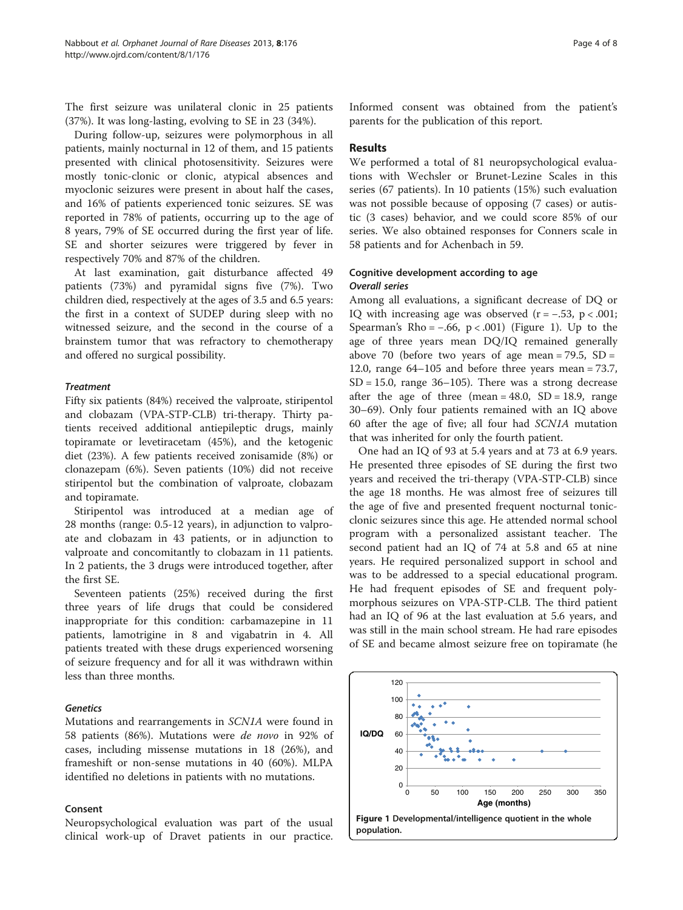The first seizure was unilateral clonic in 25 patients (37%). It was long-lasting, evolving to SE in 23 (34%).

During follow-up, seizures were polymorphous in all patients, mainly nocturnal in 12 of them, and 15 patients presented with clinical photosensitivity. Seizures were mostly tonic-clonic or clonic, atypical absences and myoclonic seizures were present in about half the cases, and 16% of patients experienced tonic seizures. SE was reported in 78% of patients, occurring up to the age of 8 years, 79% of SE occurred during the first year of life. SE and shorter seizures were triggered by fever in respectively 70% and 87% of the children.

At last examination, gait disturbance affected 49 patients (73%) and pyramidal signs five (7%). Two children died, respectively at the ages of 3.5 and 6.5 years: the first in a context of SUDEP during sleep with no witnessed seizure, and the second in the course of a brainstem tumor that was refractory to chemotherapy and offered no surgical possibility.

#### *Treatment*

Fifty six patients (84%) received the valproate, stiripentol and clobazam (VPA-STP-CLB) tri-therapy. Thirty patients received additional antiepileptic drugs, mainly topiramate or levetiracetam (45%), and the ketogenic diet (23%). A few patients received zonisamide (8%) or clonazepam (6%). Seven patients (10%) did not receive stiripentol but the combination of valproate, clobazam and topiramate.

Stiripentol was introduced at a median age of 28 months (range: 0.5-12 years), in adjunction to valproate and clobazam in 43 patients, or in adjunction to valproate and concomitantly to clobazam in 11 patients. In 2 patients, the 3 drugs were introduced together, after the first SE.

Seventeen patients (25%) received during the first three years of life drugs that could be considered inappropriate for this condition: carbamazepine in 11 patients, lamotrigine in 8 and vigabatrin in 4. All patients treated with these drugs experienced worsening of seizure frequency and for all it was withdrawn within less than three months.

#### *Genetics*

Mutations and rearrangements in *SCN1A* were found in 58 patients (86%). Mutations were *de novo* in 92% of cases, including missense mutations in 18 (26%), and frameshift or non-sense mutations in 40 (60%). MLPA identified no deletions in patients with no mutations.

### Consent

Neuropsychological evaluation was part of the usual clinical work-up of Dravet patients in our practice. Informed consent was obtained from the patient's parents for the publication of this report.

## Results

We performed a total of 81 neuropsychological evaluations with Wechsler or Brunet-Lezine Scales in this series (67 patients). In 10 patients (15%) such evaluation was not possible because of opposing (7 cases) or autistic (3 cases) behavior, and we could score 85% of our series. We also obtained responses for Conners scale in 58 patients and for Achenbach in 59.

### Cognitive development according to age

#### *Overall series*

Among all evaluations, a significant decrease of DQ or IQ with increasing age was observed ($r = -.53$, $p < .001$; Spearman's Rho = $-.66$, $p < .001$) (Figure 1). Up to the age of three years mean DQ/IQ remained generally above 70 (before two years of age mean = 79.5, SD = 12.0, range 64–105 and before three years mean = 73.7, SD = 15.0, range 36–105). There was a strong decrease after the age of three (mean = 48.0, SD = 18.9, range 30–69). Only four patients remained with an IQ above 60 after the age of five; all four had *SCN1A* mutation that was inherited for only the fourth patient.

One had an IQ of 93 at 5.4 years and at 73 at 6.9 years. He presented three episodes of SE during the first two years and received the tri-therapy (VPA-STP-CLB) since the age 18 months. He was almost free of seizures till the age of five and presented frequent nocturnal tonic-clonic seizures since this age. He attended normal school program with a personalized assistant teacher. The second patient had an IQ of 74 at 5.8 and 65 at nine years. He required personalized support in school and was to be addressed to a special educational program. He had frequent episodes of SE and frequent polymorphous seizures on VPA-STP-CLB. The third patient had an IQ of 96 at the last evaluation at 5.6 years, and was still in the main school stream. He had rare episodes of SE and became almost seizure free on topiramate (he

**Figure 1** Developmental/intelligence quotient in the whole population.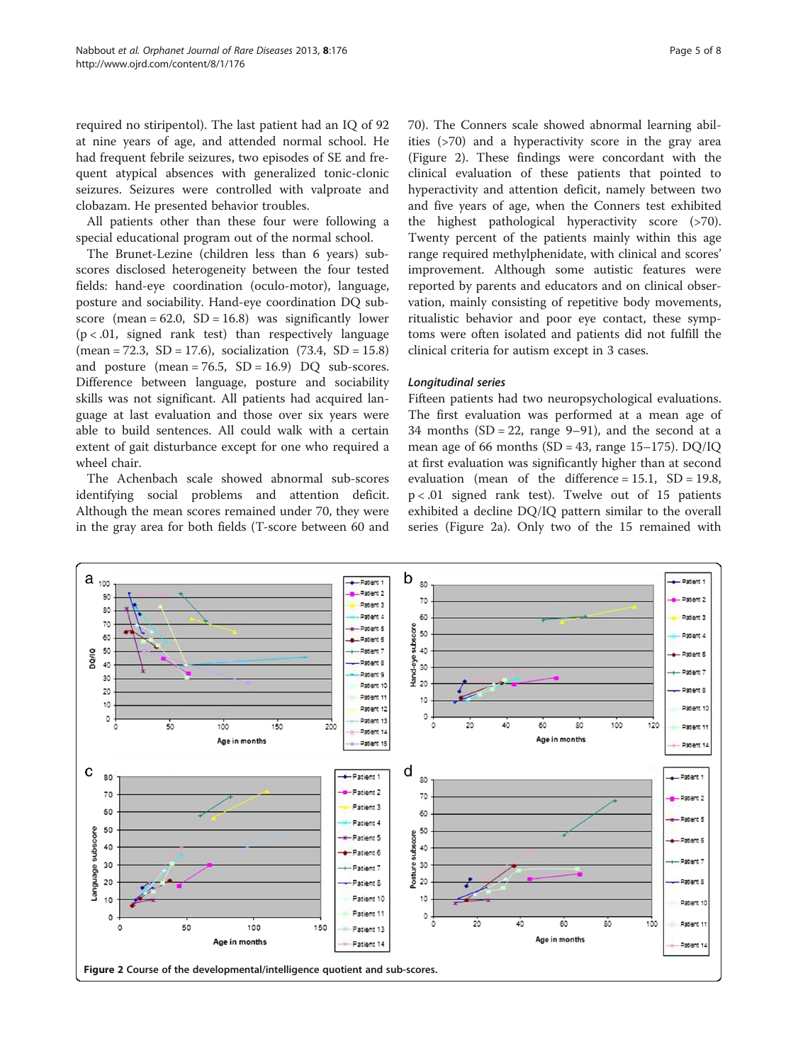required no stiripentol). The last patient had an IQ of 92 at nine years of age, and attended normal school. He had frequent febrile seizures, two episodes of SE and frequent atypical absences with generalized tonic-clonic seizures. Seizures were controlled with valproate and clobazam. He presented behavior troubles.

All patients other than these four were following a special educational program out of the normal school.

The Brunet-Lezine (children less than 6 years) sub-scores disclosed heterogeneity between the four tested fields: hand-eye coordination (oculo-motor), language, posture and sociability. Hand-eye coordination DQ sub-score (mean = 62.0, SD = 16.8) was significantly lower ($p < .01$, signed rank test) than respectively language (mean = 72.3, SD = 17.6), socialization (73.4, SD = 15.8) and posture (mean = 76.5, SD = 16.9) DQ sub-scores. Difference between language, posture and sociability skills was not significant. All patients had acquired language at last evaluation and those over six years were able to build sentences. All could walk with a certain extent of gait disturbance except for one who required a wheel chair.

The Achenbach scale showed abnormal sub-scores identifying social problems and attention deficit. Although the mean scores remained under 70, they were in the gray area for both fields (T-score between 60 and 70). The Conners scale showed abnormal learning abilities (>70) and a hyperactivity score in the gray area (Figure 2). These findings were concordant with the clinical evaluation of these patients that pointed to hyperactivity and attention deficit, namely between two and five years of age, when the Conners test exhibited the highest pathological hyperactivity score (>70). Twenty percent of the patients mainly within this age range required methylphenidate, with clinical and scores' improvement. Although some autistic features were reported by parents and educators and on clinical observation, mainly consisting of repetitive body movements, ritualistic behavior and poor eye contact, these symptoms were often isolated and patients did not fulfill the clinical criteria for autism except in 3 cases.

### *Longitudinal series*

Fifteen patients had two neuropsychological evaluations. The first evaluation was performed at a mean age of 34 months (SD = 22, range 9–91), and the second at a mean age of 66 months (SD = 43, range 15–175). DQ/IQ at first evaluation was significantly higher than at second evaluation (mean of the difference = 15.1, SD = 19.8, $p < .01$ signed rank test). Twelve out of 15 patients exhibited a decline DQ/IQ pattern similar to the overall series (Figure 2a). Only two of the 15 remained with

**Figure 2** Course of the developmental/intelligence quotient and sub-scores.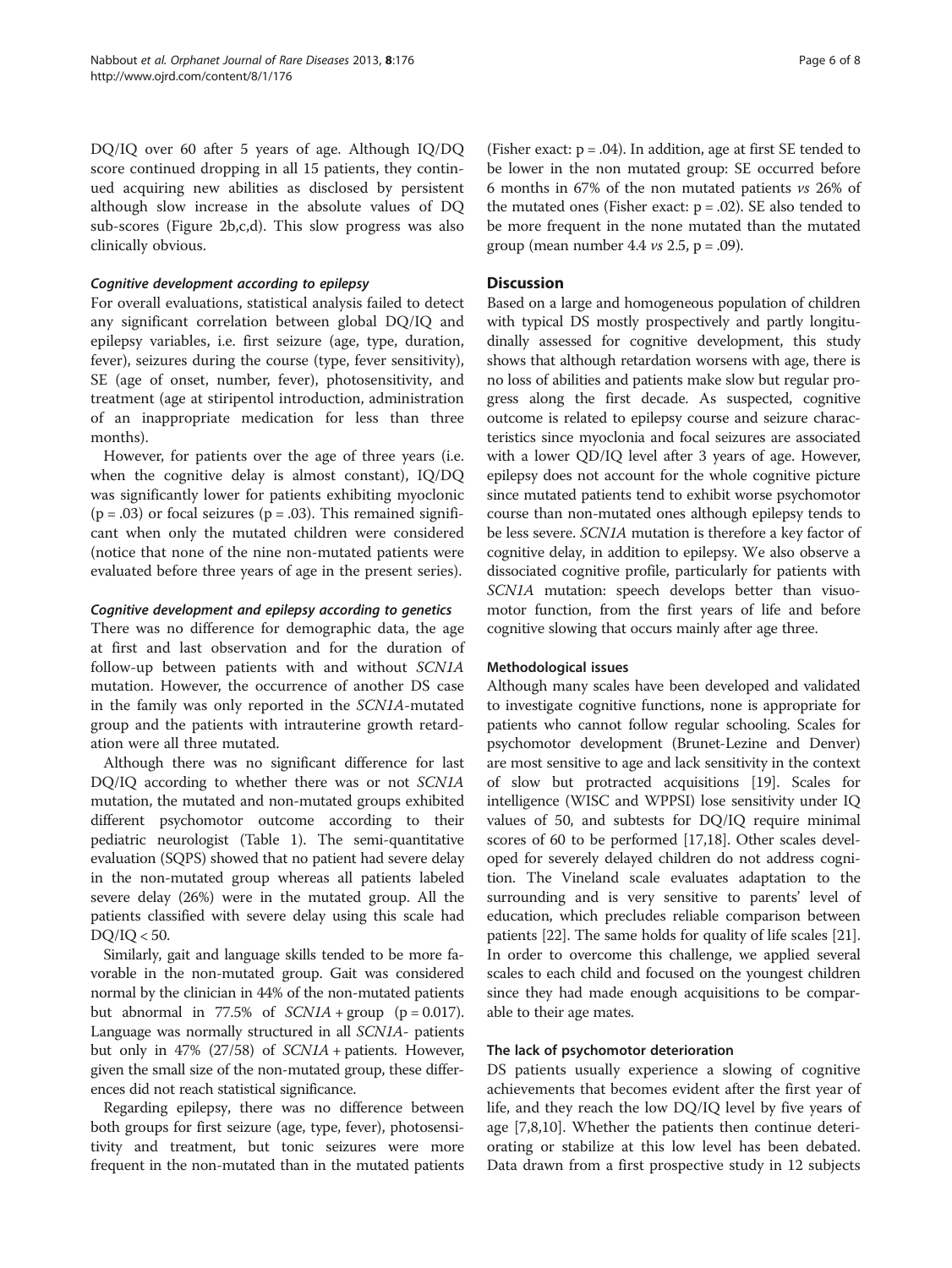DQ/IQ over 60 after 5 years of age. Although IQ/DQ score continued dropping in all 15 patients, they continued acquiring new abilities as disclosed by persistent although slow increase in the absolute values of DQ sub-scores (Figure 2b,c,d). This slow progress was also clinically obvious.

#### *Cognitive development according to epilepsy*

For overall evaluations, statistical analysis failed to detect any significant correlation between global DQ/IQ and epilepsy variables, i.e. first seizure (age, type, duration, fever), seizures during the course (type, fever sensitivity), SE (age of onset, number, fever), photosensitivity, and treatment (age at stiripentol introduction, administration of an inappropriate medication for less than three months).

However, for patients over the age of three years (i.e. when the cognitive delay is almost constant), IQ/DQ was significantly lower for patients exhibiting myoclonic ($p = .03$) or focal seizures ($p = .03$). This remained significant when only the mutated children were considered (notice that none of the nine non-mutated patients were evaluated before three years of age in the present series).

#### *Cognitive development and epilepsy according to genetics*

There was no difference for demographic data, the age at first and last observation and for the duration of follow-up between patients with and without *SCN1A* mutation. However, the occurrence of another DS case in the family was only reported in the *SCN1A*-mutated group and the patients with intrauterine growth retardation were all three mutated.

Although there was no significant difference for last DQ/IQ according to whether there was or not *SCN1A* mutation, the mutated and non-mutated groups exhibited different psychomotor outcome according to their pediatric neurologist (Table 1). The semi-quantitative evaluation (SQPS) showed that no patient had severe delay in the non-mutated group whereas all patients labeled severe delay (26%) were in the mutated group. All the patients classified with severe delay using this scale had DQ/IQ < 50.

Similarly, gait and language skills tended to be more favorable in the non-mutated group. Gait was considered normal by the clinician in 44% of the non-mutated patients but abnormal in 77.5% of *SCN1A* + group ($p = 0.017$). Language was normally structured in all *SCN1A*- patients but only in 47% (27/58) of *SCN1A* + patients. However, given the small size of the non-mutated group, these differences did not reach statistical significance.

Regarding epilepsy, there was no difference between both groups for first seizure (age, type, fever), photosensitivity and treatment, but tonic seizures were more frequent in the non-mutated than in the mutated patients (Fisher exact: $p = .04$). In addition, age at first SE tended to be lower in the non mutated group: SE occurred before 6 months in 67% of the non mutated patients *vs* 26% of the mutated ones (Fisher exact: $p = .02$). SE also tended to be more frequent in the none mutated than the mutated group (mean number 4.4 *vs* 2.5, $p = .09$).

## Discussion

Based on a large and homogeneous population of children with typical DS mostly prospectively and partly longitudinally assessed for cognitive development, this study shows that although retardation worsens with age, there is no loss of abilities and patients make slow but regular progress along the first decade. As suspected, cognitive outcome is related to epilepsy course and seizure characteristics since myoclonia and focal seizures are associated with a lower QD/IQ level after 3 years of age. However, epilepsy does not account for the whole cognitive picture since mutated patients tend to exhibit worse psychomotor course than non-mutated ones although epilepsy tends to be less severe. *SCN1A* mutation is therefore a key factor of cognitive delay, in addition to epilepsy. We also observe a dissociated cognitive profile, particularly for patients with *SCN1A* mutation: speech develops better than visuomotor function, from the first years of life and before cognitive slowing that occurs mainly after age three.

### Methodological issues

Although many scales have been developed and validated to investigate cognitive functions, none is appropriate for patients who cannot follow regular schooling. Scales for psychomotor development (Brunet-Lezine and Denver) are most sensitive to age and lack sensitivity in the context of slow but protracted acquisitions [19]. Scales for intelligence (WISC and WPPSI) lose sensitivity under IQ values of 50, and subtests for DQ/IQ require minimal scores of 60 to be performed [17,18]. Other scales developed for severely delayed children do not address cognition. The Vineland scale evaluates adaptation to the surrounding and is very sensitive to parents' level of education, which precludes reliable comparison between patients [22]. The same holds for quality of life scales [21]. In order to overcome this challenge, we applied several scales to each child and focused on the youngest children since they had made enough acquisitions to be comparable to their age mates.

### The lack of psychomotor deterioration

DS patients usually experience a slowing of cognitive achievements that becomes evident after the first year of life, and they reach the low DQ/IQ level by five years of age [7,8,10]. Whether the patients then continue deteriorating or stabilize at this low level has been debated. Data drawn from a first prospective study in 12 subjects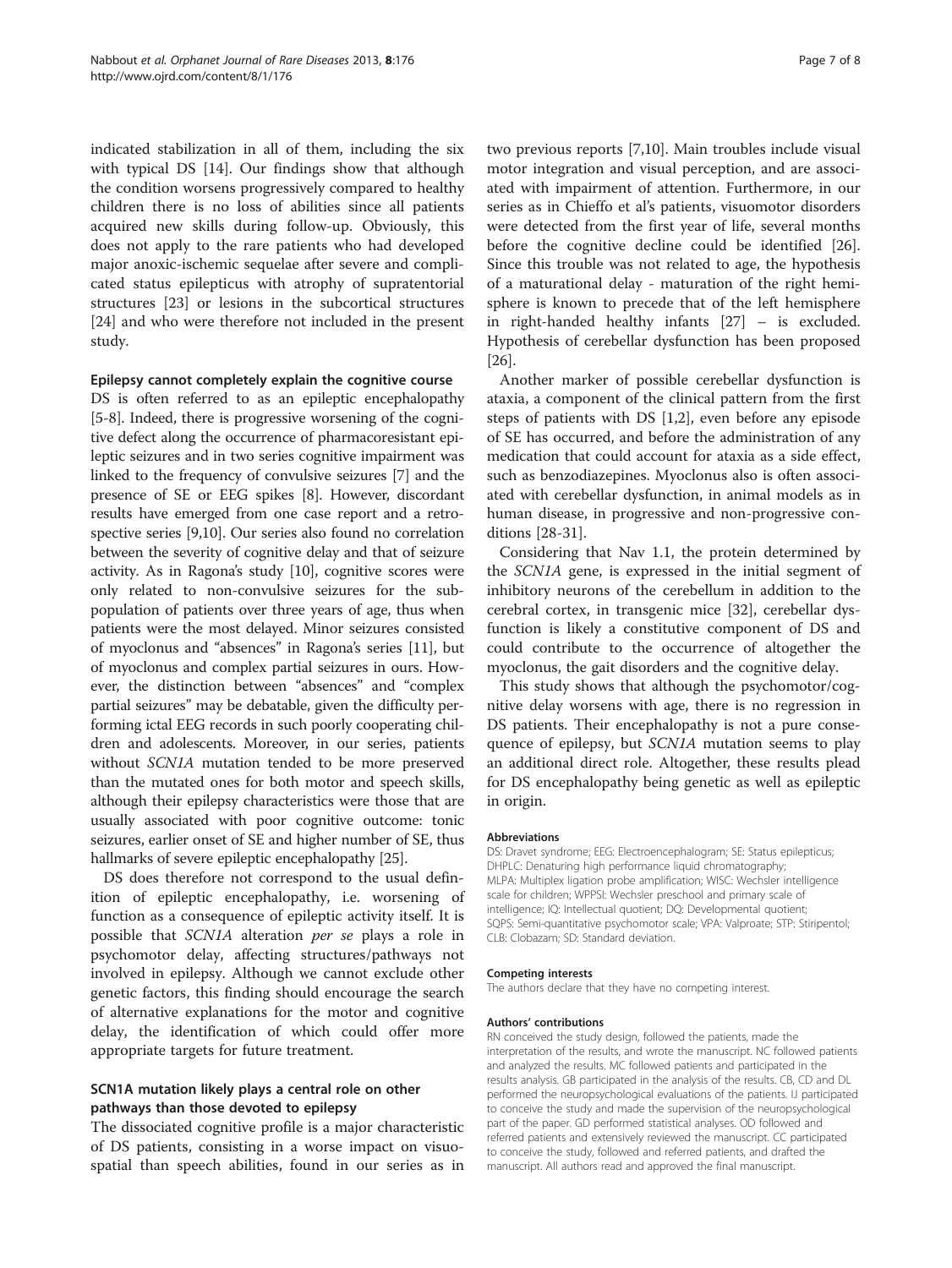indicated stabilization in all of them, including the six with typical DS [14]. Our findings show that although the condition worsens progressively compared to healthy children there is no loss of abilities since all patients acquired new skills during follow-up. Obviously, this does not apply to the rare patients who had developed major anoxic-ischemic sequelae after severe and complicated status epilepticus with atrophy of supratentorial structures [23] or lesions in the subcortical structures [24] and who were therefore not included in the present study.

### Epilepsy cannot completely explain the cognitive course

DS is often referred to as an epileptic encephalopathy [5-8]. Indeed, there is progressive worsening of the cognitive defect along the occurrence of pharmacoresistant epileptic seizures and in two series cognitive impairment was linked to the frequency of convulsive seizures [7] and the presence of SE or EEG spikes [8]. However, discordant results have emerged from one case report and a retrospective series [9,10]. Our series also found no correlation between the severity of cognitive delay and that of seizure activity. As in Ragona's study [10], cognitive scores were only related to non-convulsive seizures for the subpopulation of patients over three years of age, thus when patients were the most delayed. Minor seizures consisted of myoclonus and "absences" in Ragona's series [11], but of myoclonus and complex partial seizures in ours. However, the distinction between "absences" and "complex partial seizures" may be debatable, given the difficulty performing ictal EEG records in such poorly cooperating children and adolescents. Moreover, in our series, patients without *SCN1A* mutation tended to be more preserved than the mutated ones for both motor and speech skills, although their epilepsy characteristics were those that are usually associated with poor cognitive outcome: tonic seizures, earlier onset of SE and higher number of SE, thus hallmarks of severe epileptic encephalopathy [25].

DS does therefore not correspond to the usual definition of epileptic encephalopathy, i.e. worsening of function as a consequence of epileptic activity itself. It is possible that *SCN1A* alteration *per se* plays a role in psychomotor delay, affecting structures/pathways not involved in epilepsy. Although we cannot exclude other genetic factors, this finding should encourage the search of alternative explanations for the motor and cognitive delay, the identification of which could offer more appropriate targets for future treatment.

### SCN1A mutation likely plays a central role on other pathways than those devoted to epilepsy

The dissociated cognitive profile is a major characteristic of DS patients, consisting in a worse impact on visuospatial than speech abilities, found in our series as in two previous reports [7,10]. Main troubles include visual motor integration and visual perception, and are associated with impairment of attention. Furthermore, in our series as in Chieffo et al's patients, visuomotor disorders were detected from the first year of life, several months before the cognitive decline could be identified [26]. Since this trouble was not related to age, the hypothesis of a maturational delay - maturation of the right hemisphere is known to precede that of the left hemisphere in right-handed healthy infants [27] – is excluded. Hypothesis of cerebellar dysfunction has been proposed [26].

Another marker of possible cerebellar dysfunction is ataxia, a component of the clinical pattern from the first steps of patients with DS [1,2], even before any episode of SE has occurred, and before the administration of any medication that could account for ataxia as a side effect, such as benzodiazepines. Myoclonus also is often associated with cerebellar dysfunction, in animal models as in human disease, in progressive and non-progressive conditions [28-31].

Considering that Nav 1.1, the protein determined by the *SCN1A* gene, is expressed in the initial segment of inhibitory neurons of the cerebellum in addition to the cerebral cortex, in transgenic mice [32], cerebellar dysfunction is likely a constitutive component of DS and could contribute to the occurrence of altogether the myoclonus, the gait disorders and the cognitive delay.

This study shows that although the psychomotor/cognitive delay worsens with age, there is no regression in DS patients. Their encephalopathy is not a pure consequence of epilepsy, but *SCN1A* mutation seems to play an additional direct role. Altogether, these results plead for DS encephalopathy being genetic as well as epileptic in origin.

#### Abbreviations

DS: Dravet syndrome; EEG: Electroencephalogram; SE: Status epilepticus; DHPLC: Denaturing high performance liquid chromatography; MLPA: Multiplex ligation probe amplification; WISC: Wechsler intelligence scale for children; WPPSI: Wechsler preschool and primary scale of intelligence; IQ: Intellectual quotient; DQ: Developmental quotient; SQPS: Semi-quantitative psychomotor scale; VPA: Valproate; STP: Stiripentol; CLB: Clobazam; SD: Standard deviation.

#### Competing interests

The authors declare that they have no competing interest.

#### Authors' contributions

RN conceived the study design, followed the patients, made the interpretation of the results, and wrote the manuscript. NC followed patients and analyzed the results. MC followed patients and participated in the results analysis. GB participated in the analysis of the results. CB, CD and DL performed the neuropsychological evaluations of the patients. IJ participated to conceive the study and made the supervision of the neuropsychological part of the paper. GD performed statistical analyses. OD followed and referred patients and extensively reviewed the manuscript. CC participated to conceive the study, followed and referred patients, and drafted the manuscript. All authors read and approved the final manuscript.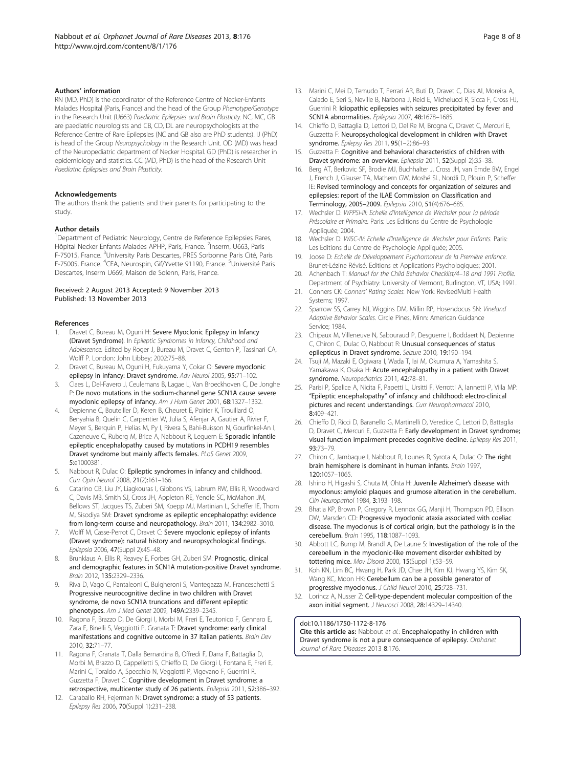### Authors' information

RN (MD, PhD) is the coordinator of the Reference Centre of Necker-Enfants Malades Hospital (Paris, France) and the head of the Group *Phenotype/Genotype* in the Research Unit (U663) *Paediatric Epilepsies and Brain Plasticity*. NC, MC, GB are paediatric neurologists and CB, CD, DL are neuropsychologists at the Reference Centre of Rare Epilepsies (NC and GB also are PhD students). IJ (PhD) is head of the Group *Neuropsychology* in the Research Unit. OD (MD) was head of the Neuropediatric department of Necker Hospital. GD (PhD) is researcher in epidemiology and statistics. CC (MD, PhD) is the head of the Research Unit *Paediatric Epilepsies and Brain Plasticity*.

### Acknowledgements

The authors thank the patients and their parents for participating to the study.

### Author details

[1]Department of Pediatric Neurology, Centre de Reference Epilepsies Rares, Hôpital Necker Enfants Malades APHP, Paris, France. [2]Inserm, U663, Paris F-75015, France. [3]University Paris Descartes, PRES Sorbonne Paris Cité, Paris F-75005, France. [4]CEA, Neurospin, Gif/Yvette 91190, France. [5]Université Paris Descartes, Inserm U669, Maison de Solenn, Paris, France.

Received: 2 August 2013 Accepted: 9 November 2013
Published: 13 November 2013

### References

1. Dravet C, Bureau M, Oguni H: **Severe Myoclonic Epilepsy in Infancy (Dravet Syndrome)**. In *Epileptic Syndromes in Infancy, Childhood and Adolescence*. Edited by Roger J, Bureau M, Dravet C, Genton P, Tassinari CA, Wolff P. London: John Libbey; 2002:75–88.
2. Dravet C, Bureau M, Oguni H, Fukuyama Y, Cokar O: **Severe myoclonic epilepsy in infancy: Dravet syndrome.** *Adv Neurol* 2005, **95:**71–102.
3. Claes L, Del-Favero J, Ceulemans B, Lagae L, Van Broeckhoven C, De Jonghe P: **De novo mutations in the sodium-channel gene SCN1A cause severe myoclonic epilepsy of infancy.** *Am J Hum Genet* 2001, **68:**1327–1332.
4. Depienne C, Bouteiller D, Keren B, Cheuret E, Poirier K, Trouillard O, Benyahia B, Quelin C, Carpentier W, Julia S, Afenjar A, Gautier A, Rivier F, Meyer S, Berquin P, Helias M, Py I, Rivera S, Bahi-Buisson N, Gourfinkel-An I, Cazeneuve C, Ruberg M, Brice A, Nabbout R, Leguern E: **Sporadic infantile epileptic encephalopathy caused by mutations in PCDH19 resembles Dravet syndrome but mainly affects females.** *PLoS Genet* 2009, **5:**e1000381.
5. Nabbout R, Dulac O: **Epileptic syndromes in infancy and childhood.** *Curr Opin Neurol* 2008, **21**(2)**:**161–166.
6. Catarino CB, Liu JY, Liagkouras I, Gibbons VS, Labrum RW, Ellis R, Woodward C, Davis MB, Smith SJ, Cross JH, Appleton RE, Yendle SC, McMahon JM, Bellows ST, Jacques TS, Zuberi SM, Koepp MJ, Martinian L, Scheffer IE, Thom M, Sisodiya SM: **Dravet syndrome as epileptic encephalopathy: evidence from long-term course and neuropathology.** *Brain* 2011, **134:**2982–3010.
7. Wolff M, Casse-Perrot C, Dravet C: **Severe myoclonic epilepsy of infants (Dravet syndrome): natural history and neuropsychological findings.** *Epilepsia* 2006, **47**(Suppl 2)**:**45–48.
8. Brunklaus A, Ellis R, Reavey E, Forbes GH, Zuberi SM: **Prognostic, clinical and demographic features in SCN1A mutation-positive Dravet syndrome.** *Brain* 2012, **135:**2329–2336.
9. Riva D, Vago C, Pantaleoni C, Bulgheroni S, Mantegazza M, Franceschetti S: **Progressive neurocognitive decline in two children with Dravet syndrome, de novo SCN1A truncations and different epileptic phenotypes.** *Am J Med Genet* 2009, **149A:**2339–2345.
10. Ragona F, Brazzo D, De Giorgi I, Morbi M, Freri E, Teutonico F, Gennaro E, Zara F, Binelli S, Veggiotti P, Granata T: **Dravet syndrome: early clinical manifestations and cognitive outcome in 37 Italian patients.** *Brain Dev* 2010, **32:**71–77.
11. Ragona F, Granata T, Dalla Bernardina B, Offredi F, Darra F, Battaglia D, Morbi M, Brazzo D, Cappelletti S, Chieffo D, De Giorgi I, Fontana E, Freri E, Marini C, Toraldo A, Specchio N, Veggiotti P, Vigevano F, Guerrini R, Guzzetta F, Dravet C: **Cognitive development in Dravet syndrome: a retrospective, multicenter study of 26 patients.** *Epilepsia* 2011, **52:**386–392.
12. Caraballo RH, Fejerman N: **Dravet syndrome: a study of 53 patients.** *Epilepsy Res* 2006, **70**(Suppl 1)**:**231–238.
13. Marini C, Mei D, Temudo T, Ferrari AR, Buti D, Dravet C, Dias AI, Moreira A, Calado E, Seri S, Neville B, Narbona J, Reid E, Michelucci R, Sicca F, Cross HJ, Guerrini R: **Idiopathic epilepsies with seizures precipitated by fever and SCN1A abnormalities.** *Epilepsia* 2007, **48:**1678–1685.
14. Chieffo D, Battaglia D, Lettori D, Del Re M, Brogna C, Dravet C, Mercuri E, Guzzetta F: **Neuropsychological development in children with Dravet syndrome.** *Epilepsy Res* 2011, **95**(1–2)**:**86–93.
15. Guzzetta F: **Cognitive and behavioral characteristics of children with Dravet syndrome: an overview.** *Epilepsia* 2011, **52**(Suppl 2)**:**35–38.
16. Berg AT, Berkovic SF, Brodie MJ, Buchhalter J, Cross JH, van Emde BW, Engel J, French J, Glauser TA, Mathern GW, Moshé SL, Nordli D, Plouin P, Scheffer IE: **Revised terminology and concepts for organization of seizures and epilepsies: report of the ILAE Commission on Classification and Terminology, 2005–2009.** *Epilepsia* 2010, **51**(4)**:**676–685.
17. Wechsler D: *WPPSI-III: Echelle d'Intelligence de Wechsler pour la période Préscolaire et Primaire.* Paris: Les Editions du Centre de Psychologie Appliquée; 2004.
18. Wechsler D: *WISC-IV: Echelle d'Intelligence de Wechsler pour Enfants.* Paris: Les Editions du Centre de Psychologie Appliquée; 2005.
19. Joose D: *Echelle de Développement Psychomoteur de la Première enfance.* Brunet-Lézine Révisé. Editions et Applications Psychologiques; 2001.
20. Achenbach T: *Manual for the Child Behavior Checklist/4–18 and 1991 Profile.* Department of Psychiatry: University of Vermont, Burlington, VT, USA; 1991.
21. Conners CK: *Conners' Rating Scales.* New York: RevisedMulti Health Systems; 1997.
22. Sparrow SS, Carrey NJ, Wiggins DM, Millin RP, Hosendocus SN: *Vineland Adaptive Behavior Scales.* Circle Pines, Minn: American Guidance Service; 1984.
23. Chipaux M, Villeneuve N, Sabouraud P, Desguerre I, Boddaert N, Depienne C, Chiron C, Dulac O, Nabbout R: **Unusual consequences of status epilepticus in Dravet syndrome.** *Seizure* 2010, **19:**190–194.
24. Tsuji M, Mazaki E, Ogiwara I, Wada T, Iai M, Okumura A, Yamashita S, Yamakawa K, Osaka H: **Acute encephalopathy in a patient with Dravet syndrome.** *Neuropediatrics* 2011, **42:**78–81.
25. Parisi P, Spalice A, Nicita F, Papetti L, Ursitti F, Verrotti A, Iannetti P, Villa MP: **"Epileptic encephalopathy" of infancy and childhood: electro-clinical pictures and recent understandings.** *Curr Neuropharmacol* 2010, **8:**409–421.
26. Chieffo D, Ricci D, Baranello G, Martinelli D, Veredice C, Lettori D, Battaglia D, Dravet C, Mercuri E, Guzzetta F: **Early development in Dravet syndrome; visual function impairment precedes cognitive decline.** *Epilepsy Res* 2011, **93:**73–79.
27. Chiron C, Jambaque I, Nabbout R, Lounes R, Syrota A, Dulac O: **The right brain hemisphere is dominant in human infants.** *Brain* 1997, **120:**1057–1065.
28. Ishino H, Higashi S, Chuta M, Ohta H: **Juvenile Alzheimer's disease with myoclonus: amyloid plaques and grumose alteration in the cerebellum.** *Clin Neuropathol* 1984, **3:**193–198.
29. Bhatia KP, Brown P, Gregory R, Lennox GG, Manji H, Thompson PD, Ellison DW, Marsden CD: **Progressive myoclonic ataxia associated with coeliac disease. The myoclonus is of cortical origin, but the pathology is in the cerebellum.** *Brain* 1995, **118:**1087–1093.
30. Abbott LC, Bump M, Brandl A, De Laune S: **Investigation of the role of the cerebellum in the myoclonic-like movement disorder exhibited by tottering mice.** *Mov Disord* 2000, **15**(Suppl 1)**:**53–59.
31. Koh KN, Lim BC, Hwang H, Park JD, Chae JH, Kim KJ, Hwang YS, Kim SK, Wang KC, Moon HK: **Cerebellum can be a possible generator of progressive myoclonus.** *J Child Neurol* 2010, **25:**728–731.
32. Lorincz A, Nusser Z: **Cell-type-dependent molecular composition of the axon initial segment.** *J Neurosci* 2008, **28:**14329–14340.

doi:10.1186/1750-1172-8-176
**Cite this article as:** Nabbout *et al.*: Encephalopathy in children with Dravet syndrome is not a pure consequence of epilepsy. *Orphanet Journal of Rare Diseases* 2013 **8**:176.